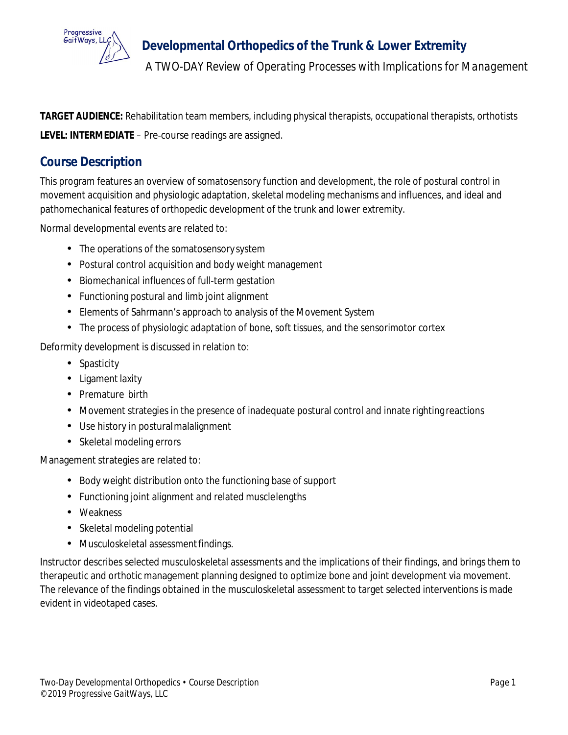Progressive GaitWays, LLC

# Developmental Orthopedics of the Trunk & Lower Extremity

*A TWO-DAY Review of Operating Processes with Implications for Management*

**TARGET AUDIENCE:** Rehabilitation team members, including physical therapists, occupational therapists, orthotists

**LEVEL: INTERMEDIATE** – Pre-course readings are assigned.

## Course Description

This program features an overview of somatosensory function and development, the role of postural control in movement acquisition and physiologic adaptation, skeletal modeling mechanisms and influences, and ideal and pathomechanical features of orthopedic development of the trunk and lower extremity.

Normal developmental events are related to:

- The operations of the somatosensory system
- Postural control acquisition and body weight management
- Biomechanical influences of full-term gestation
- Functioning postural and limb joint alignment
- Elements of Sahrmann's approach to analysis of the Movement System
- The process of physiologic adaptation of bone, soft tissues, and the sensorimotor cortex

Deformity development is discussed in relation to:

- Spasticity
- Ligament laxity
- Premature birth
- Movement strategies in the presence of inadequate postural control and innate righting reactions
- Use history in postural malalignment
- Skeletal modeling errors

Management strategies are related to:

- Body weight distribution onto the functioning base of support
- Functioning joint alignment and related muscle lengths
- Weakness
- Skeletal modeling potential
- Musculoskeletal assessment findings.

Instructor describes selected musculoskeletal assessments and the implications of their findings, and brings them to therapeutic and orthotic management planning designed to optimize bone and joint development via movement. The relevance of the findings obtained in the musculoskeletal assessment to target selected interventions is made evident in videotaped cases.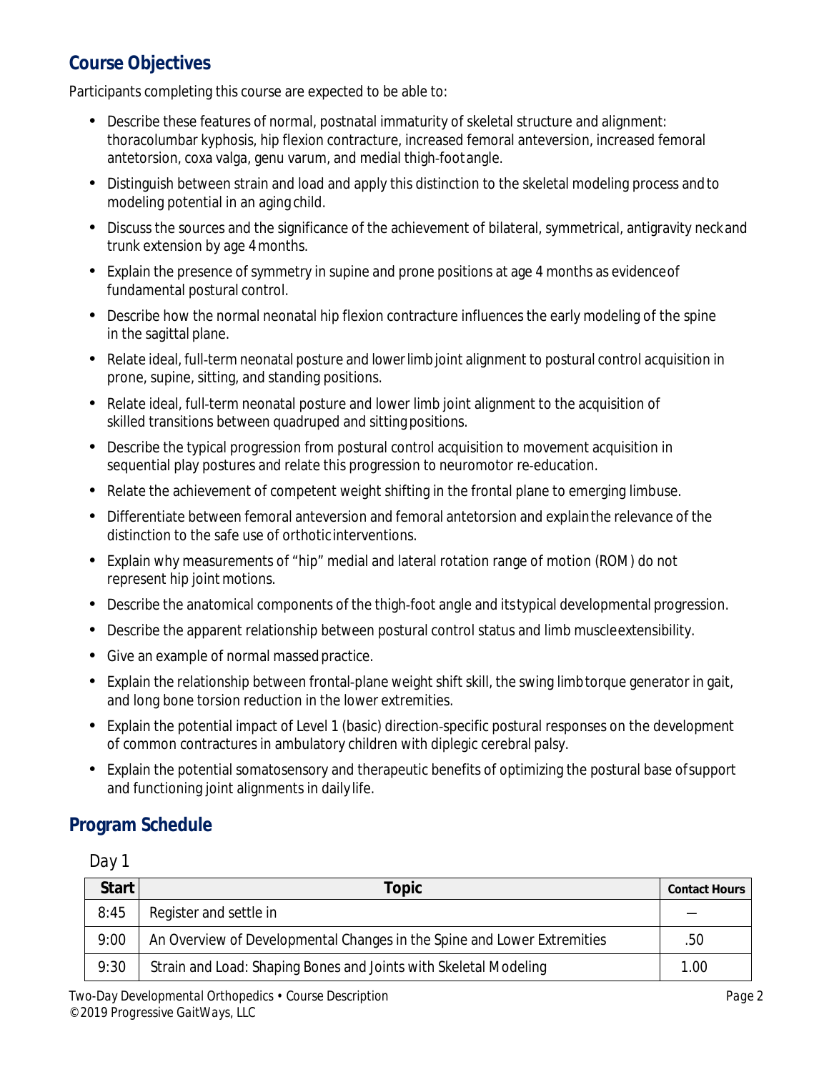## Course Objectives

Participants completing this course are expected to be able to:

- Describe these features of normal, postnatal immaturity of skeletal structure and alignment: thoracolumbar kyphosis, hip flexion contracture, increased femoral anteversion, increased femoral antetorsion, coxa valga, genu varum, and medial thigh-foot angle.
- Distinguish between strain and load and apply this distinction to the skeletal modeling process and to modeling potential in an aging child.
- Discuss the sources and the significance of the achievement of bilateral, symmetrical, antigravity neck and trunk extension by age 4 months.
- Explain the presence of symmetry in supine and prone positions at age 4 months as evidence of fundamental postural control.
- Describe how the normal neonatal hip flexion contracture influences the early modeling of the spine in the sagittal plane.
- Relate ideal, full-term neonatal posture and lower limb joint alignment to postural control acquisition in prone, supine, sitting, and standing positions.
- Relate ideal, full-term neonatal posture and lower limb joint alignment to the acquisition of skilled transitions between quadruped and sitting positions.
- Describe the typical progression from postural control acquisition to movement acquisition in sequential play postures and relate this progression to neuromotor re-education.
- Relate the achievement of competent weight shifting in the frontal plane to emerging limb use.
- Differentiate between femoral anteversion and femoral antetorsion and explain the relevance of the distinction to the safe use of orthotic interventions.
- Explain why measurements of "hip" medial and lateral rotation range of motion (ROM) do not represent hip joint motions.
- Describe the anatomical components of the thigh-foot angle and its typical developmental progression.
- Describe the apparent relationship between postural control status and limb muscle extensibility.
- Give an example of normal massed practice.
- Explain the relationship between frontal-plane weight shift skill, the swing limb torque generator in gait, and long bone torsion reduction in the lower extremities.
- Explain the potential impact of Level 1 (basic) direction-specific postural responses on the development of common contractures in ambulatory children with diplegic cerebral palsy.
- Explain the potential somatosensory and therapeutic benefits of optimizing the postural base of support and functioning joint alignments in daily life.

## Program Schedule

### Day 1

| Start | Topic | Contact Hours |
|---|---|---|
| 8:45 | Register and settle in | — |
| 9:00 | An Overview of Developmental Changes in the Spine and Lower Extremities | .50 |
| 9:30 | Strain and Load: Shaping Bones and Joints with Skeletal Modeling | 1.00 |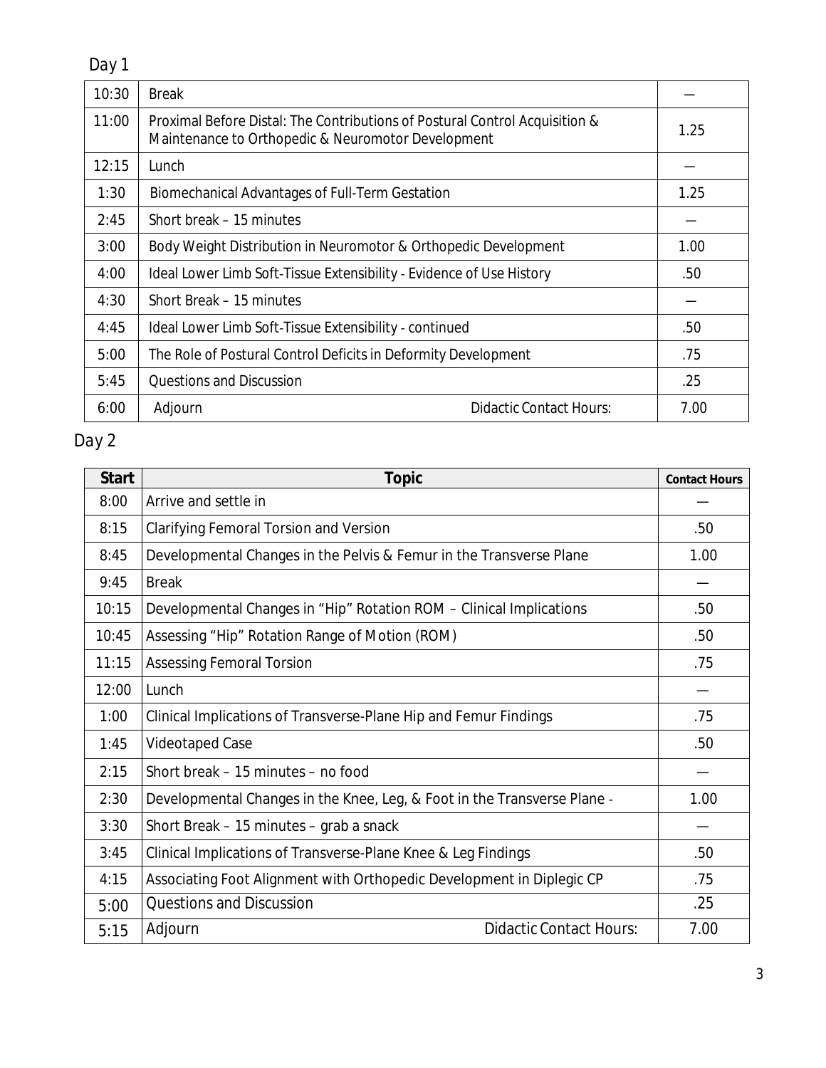Day 1

| | | |
|---|---|---|
| 10:30 | Break | — |
| 11:00 | Proximal Before Distal: The Contributions of Postural Control Acquisition & Maintenance to Orthopedic & Neuromotor Development | 1.25 |
| 12:15 | Lunch | — |
| 1:30 | Biomechanical Advantages of Full-Term Gestation | 1.25 |
| 2:45 | Short break – 15 minutes | — |
| 3:00 | Body Weight Distribution in Neuromotor & Orthopedic Development | 1.00 |
| 4:00 | Ideal Lower Limb Soft-Tissue Extensibility - Evidence of Use History | .50 |
| 4:30 | Short Break – 15 minutes | — |
| 4:45 | Ideal Lower Limb Soft-Tissue Extensibility - continued | .50 |
| 5:00 | The Role of Postural Control Deficits in Deformity Development | .75 |
| 5:45 | Questions and Discussion | .25 |
| 6:00 | Adjourn Didactic Contact Hours: | 7.00 |

Day 2

| Start | Topic | Contact Hours |
|---|---|---|
| 8:00 | Arrive and settle in | — |
| 8:15 | Clarifying Femoral Torsion and Version | .50 |
| 8:45 | Developmental Changes in the Pelvis & Femur in the Transverse Plane | 1.00 |
| 9:45 | Break | — |
| 10:15 | Developmental Changes in "Hip" Rotation ROM – Clinical Implications | .50 |
| 10:45 | Assessing "Hip" Rotation Range of Motion (ROM) | .50 |
| 11:15 | Assessing Femoral Torsion | .75 |
| 12:00 | Lunch | — |
| 1:00 | Clinical Implications of Transverse-Plane Hip and Femur Findings | .75 |
| 1:45 | Videotaped Case | .50 |
| 2:15 | Short break – 15 minutes – no food | — |
| 2:30 | Developmental Changes in the Knee, Leg, & Foot in the Transverse Plane - | 1.00 |
| 3:30 | Short Break – 15 minutes – grab a snack | — |
| 3:45 | Clinical Implications of Transverse-Plane Knee & Leg Findings | .50 |
| 4:15 | Associating Foot Alignment with Orthopedic Development in Diplegic CP | .75 |
| 5:00 | Questions and Discussion | .25 |
| 5:15 | Adjourn Didactic Contact Hours: | 7.00 |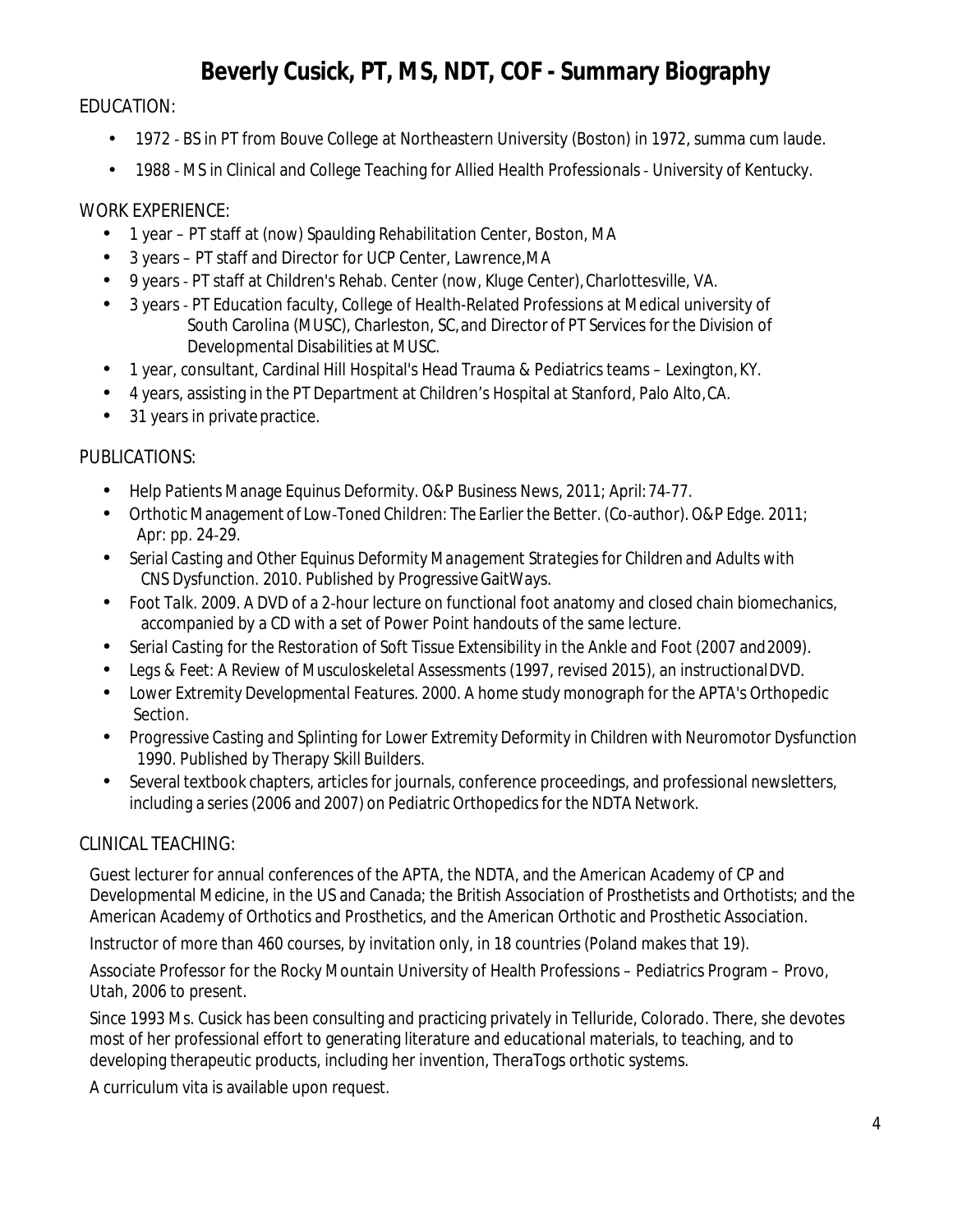# Beverly Cusick, PT, MS, NDT, COF - Summary Biography

EDUCATION:

- 1972 - BS in PT from Bouve College at Northeastern University (Boston) in 1972, summa cum laude.
- 1988 - MS in Clinical and College Teaching for Allied Health Professionals - University of Kentucky.

WORK EXPERIENCE:

- 1 year – PT staff at (now) Spaulding Rehabilitation Center, Boston, MA
- 3 years – PT staff and Director for UCP Center, Lawrence, MA
- 9 years - PT staff at Children's Rehab. Center (now, Kluge Center), Charlottesville, VA.
- 3 years - PT Education faculty, College of Health-Related Professions at Medical university of South Carolina (MUSC), Charleston, SC, and Director of PT Services for the Division of Developmental Disabilities at MUSC.
- 1 year, consultant, Cardinal Hill Hospital's Head Trauma & Pediatrics teams – Lexington, KY.
- 4 years, assisting in the PT Department at Children's Hospital at Stanford, Palo Alto, CA.
- 31 years in private practice.

PUBLICATIONS:

- Help Patients Manage Equinus Deformity. O&P Business News, 2011; April: 74-77.
- Orthotic Management of Low-Toned Children: The Earlier the Better. (Co-author). O&P Edge. 2011; Apr: pp. 24-29.
- *Serial Casting and Other Equinus Deformity Management Strategies for Children and Adults with CNS Dysfunction.* 2010. Published by Progressive GaitWays.
- Foot Talk. 2009. A DVD of a 2-hour lecture on functional foot anatomy and closed chain biomechanics, accompanied by a CD with a set of Power Point handouts of the same lecture.
- *Serial Casting for the Restoration of Soft Tissue Extensibility in the Ankle and Foot* (2007 and 2009).
- Legs & Feet: A Review of Musculoskeletal Assessments (1997, revised 2015), an instructional DVD.
- *Lower Extremity Developmental Features.* 2000. A home study monograph for the APTA's Orthopedic Section.
- *Progressive Casting and Splinting for Lower Extremity Deformity in Children with Neuromotor Dysfunction* 1990. Published by Therapy Skill Builders.
- Several textbook chapters, articles for journals, conference proceedings, and professional newsletters, including a series (2006 and 2007) on Pediatric Orthopedics for the NDTA Network.

CLINICAL TEACHING:

Guest lecturer for annual conferences of the APTA, the NDTA, and the American Academy of CP and Developmental Medicine, in the US and Canada; the British Association of Prosthetists and Orthotists; and the American Academy of Orthotics and Prosthetics, and the American Orthotic and Prosthetic Association.

Instructor of more than 460 courses, by invitation only, in 18 countries (Poland makes that 19).

Associate Professor for the Rocky Mountain University of Health Professions – Pediatrics Program – Provo, Utah, 2006 to present.

Since 1993 Ms. Cusick has been consulting and practicing privately in Telluride, Colorado. There, she devotes most of her professional effort to generating literature and educational materials, to teaching, and to developing therapeutic products, including her invention, TheraTogs orthotic systems.

A curriculum vita is available upon request.